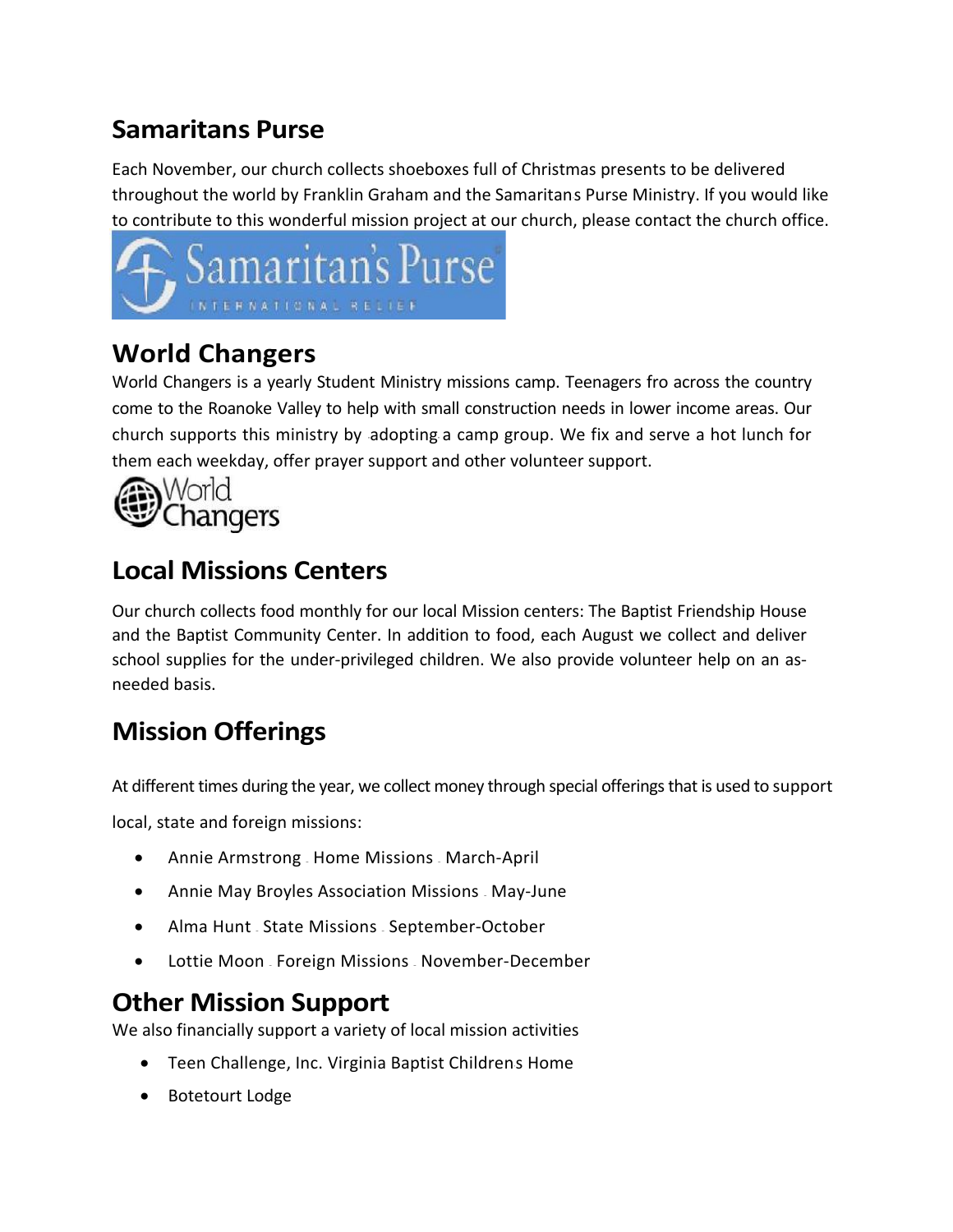## Samaritans Purse

Each November, our church collects shoeboxes full of Christmas presents to be delivered throughout the world by Franklin Graham and the Samaritans Purse Ministry. If you would like to contribute to this wonderful mission project at our church, please contact the church office.

## World Changers

World Changers is a yearly Student Ministry missions camp. Teenagers fro across the country come to the Roanoke Valley to help with small construction needs in lower income areas. Our church supports this ministry by adopting a camp group. We fix and serve a hot lunch for them each weekday, offer prayer support and other volunteer support.

## Local Missions Centers

Our church collects food monthly for our local Mission centers: The Baptist Friendship House and the Baptist Community Center. In addition to food, each August we collect and deliver school supplies for the under-privileged children. We also provide volunteer help on an as-needed basis.

## Mission Offerings

At different times during the year, we collect money through special offerings that is used to support local, state and foreign missions:

- Annie Armstrong - Home Missions - March-April
- Annie May Broyles Association Missions - May-June
- Alma Hunt - State Missions - September-October
- Lottie Moon - Foreign Missions - November-December

## Other Mission Support

We also financially support a variety of local mission activities

- Teen Challenge, Inc. Virginia Baptist Childrens Home
- Botetourt Lodge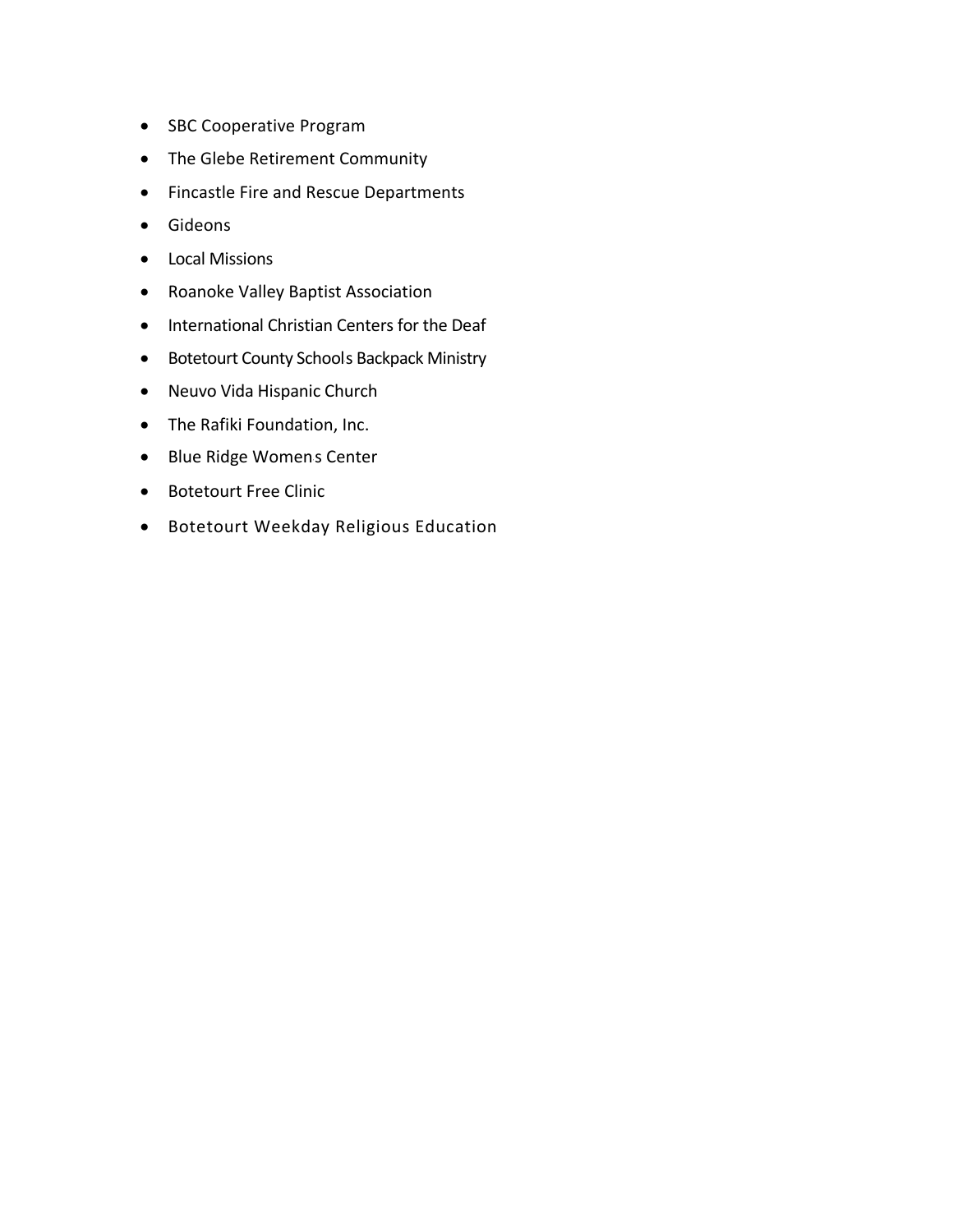- SBC Cooperative Program
- The Glebe Retirement Community
- Fincastle Fire and Rescue Departments
- Gideons
- Local Missions
- Roanoke Valley Baptist Association
- International Christian Centers for the Deaf
- Botetourt County Schools Backpack Ministry
- Neuvo Vida Hispanic Church
- The Rafiki Foundation, Inc.
- Blue Ridge Womens Center
- Botetourt Free Clinic
- Botetourt Weekday Religious Education